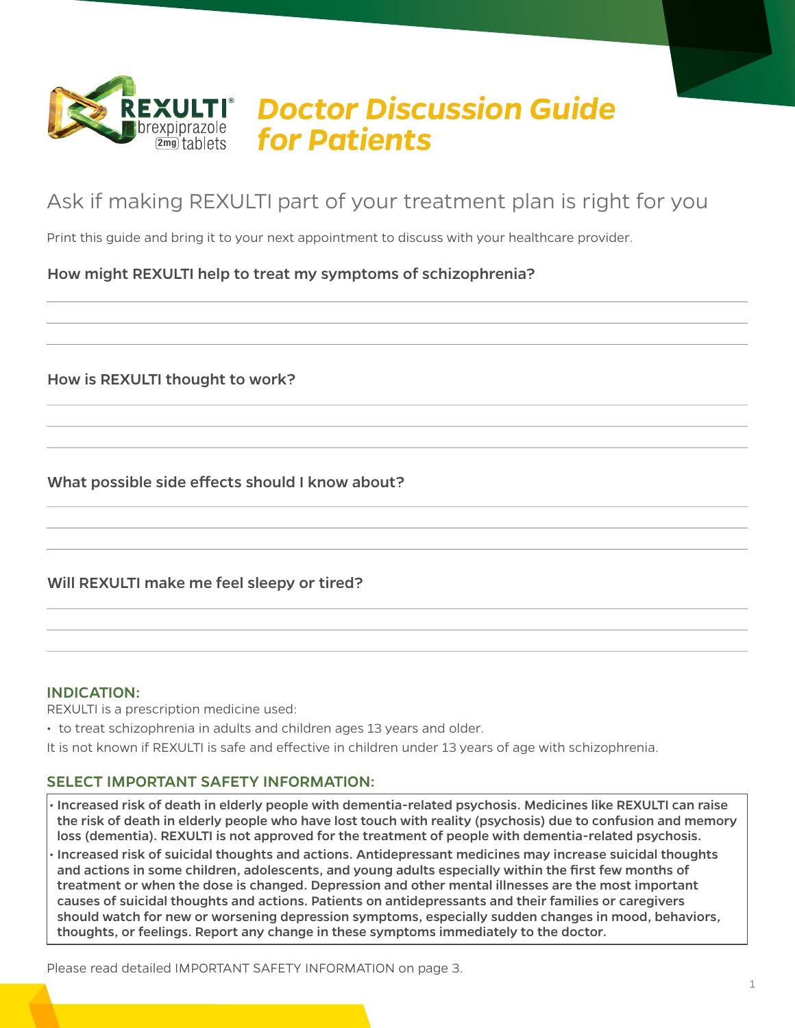REXULTI® brexpiprazole 2mg tablets

# *Doctor Discussion Guide for Patients*

## Ask if making REXULTI part of your treatment plan is right for you

Print this guide and bring it to your next appointment to discuss with your healthcare provider.

**How might REXULTI help to treat my symptoms of schizophrenia?**

**How is REXULTI thought to work?**

**What possible side effects should I know about?**

**Will REXULTI make me feel sleepy or tired?**

### INDICATION:

REXULTI is a prescription medicine used:

- to treat schizophrenia in adults and children ages 13 years and older.

It is not known if REXULTI is safe and effective in children under 13 years of age with schizophrenia.

### SELECT IMPORTANT SAFETY INFORMATION:

- **Increased risk of death in elderly people with dementia-related psychosis. Medicines like REXULTI can raise the risk of death in elderly people who have lost touch with reality (psychosis) due to confusion and memory loss (dementia). REXULTI is not approved for the treatment of people with dementia-related psychosis.**
- **Increased risk of suicidal thoughts and actions. Antidepressant medicines may increase suicidal thoughts and actions in some children, adolescents, and young adults especially within the first few months of treatment or when the dose is changed. Depression and other mental illnesses are the most important causes of suicidal thoughts and actions. Patients on antidepressants and their families or caregivers should watch for new or worsening depression symptoms, especially sudden changes in mood, behaviors, thoughts, or feelings. Report any change in these symptoms immediately to the doctor.**

Please read detailed IMPORTANT SAFETY INFORMATION on page 3.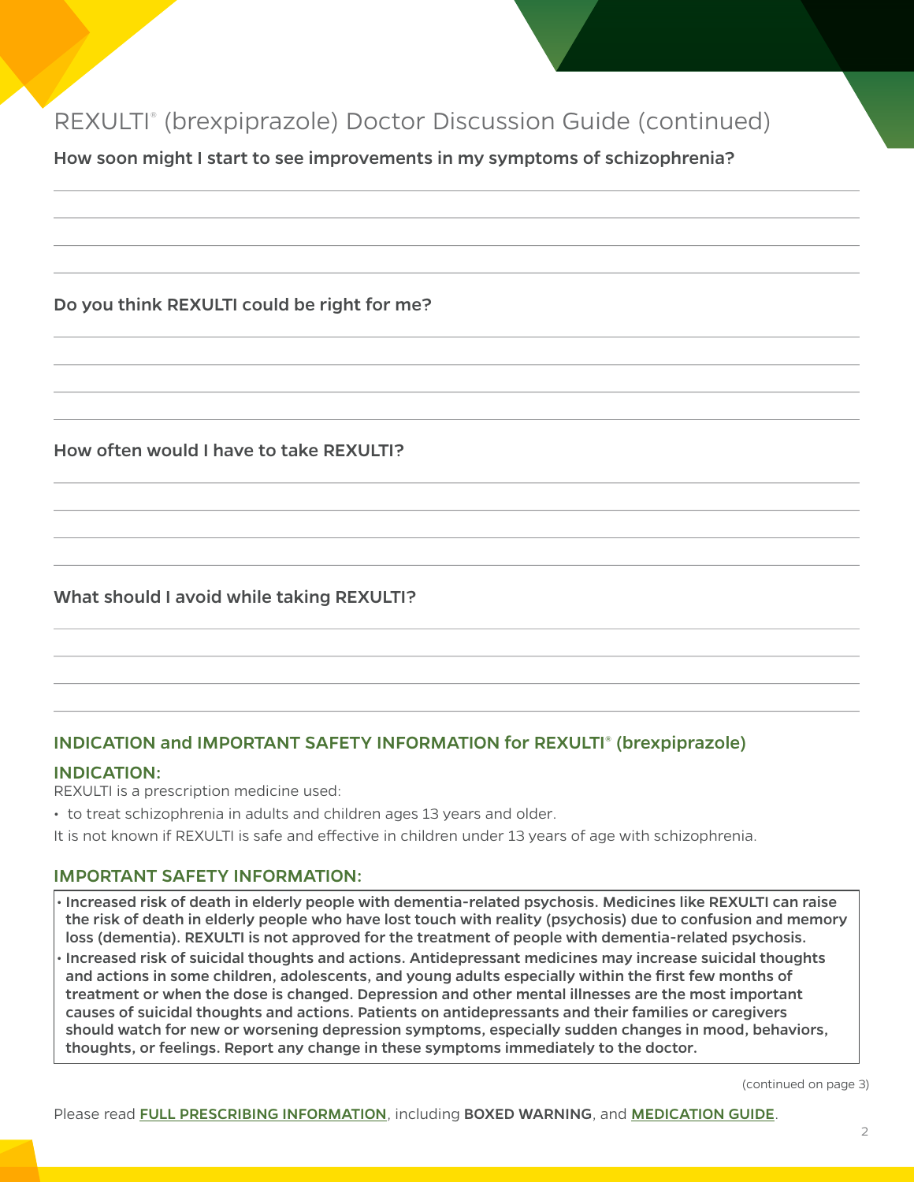# REXULTI® (brexpiprazole) Doctor Discussion Guide (continued)

**How soon might I start to see improvements in my symptoms of schizophrenia?**

**Do you think REXULTI could be right for me?**

**How often would I have to take REXULTI?**

**What should I avoid while taking REXULTI?**

## INDICATION and IMPORTANT SAFETY INFORMATION for REXULTI® (brexpiprazole)

### INDICATION:

REXULTI is a prescription medicine used:

- to treat schizophrenia in adults and children ages 13 years and older.

It is not known if REXULTI is safe and effective in children under 13 years of age with schizophrenia.

### IMPORTANT SAFETY INFORMATION:

- **Increased risk of death in elderly people with dementia-related psychosis. Medicines like REXULTI can raise the risk of death in elderly people who have lost touch with reality (psychosis) due to confusion and memory loss (dementia). REXULTI is not approved for the treatment of people with dementia-related psychosis.**
- **Increased risk of suicidal thoughts and actions. Antidepressant medicines may increase suicidal thoughts and actions in some children, adolescents, and young adults especially within the first few months of treatment or when the dose is changed. Depression and other mental illnesses are the most important causes of suicidal thoughts and actions. Patients on antidepressants and their families or caregivers should watch for new or worsening depression symptoms, especially sudden changes in mood, behaviors, thoughts, or feelings. Report any change in these symptoms immediately to the doctor.**

(continued on page 3)

Please read **FULL PRESCRIBING INFORMATION**, including **BOXED WARNING**, and **MEDICATION GUIDE**.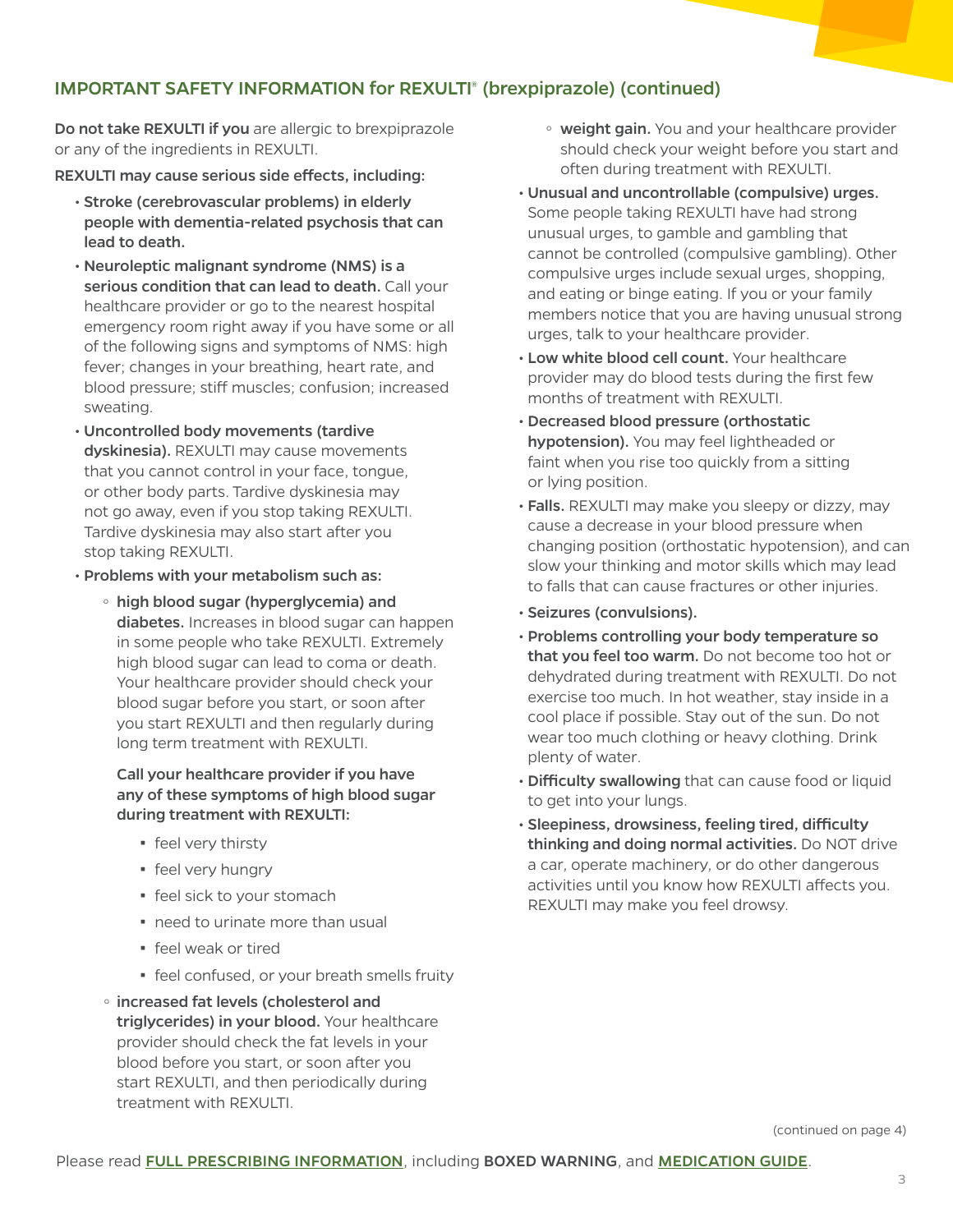## IMPORTANT SAFETY INFORMATION for REXULTI® (brexpiprazole) (continued)

**Do not take REXULTI if you** are allergic to brexpiprazole or any of the ingredients in REXULTI.

**REXULTI may cause serious side effects, including:**

- **Stroke (cerebrovascular problems) in elderly people with dementia-related psychosis that can lead to death.**
- **Neuroleptic malignant syndrome (NMS) is a serious condition that can lead to death.** Call your healthcare provider or go to the nearest hospital emergency room right away if you have some or all of the following signs and symptoms of NMS: high fever; changes in your breathing, heart rate, and blood pressure; stiff muscles; confusion; increased sweating.
- **Uncontrolled body movements (tardive dyskinesia).** REXULTI may cause movements that you cannot control in your face, tongue, or other body parts. Tardive dyskinesia may not go away, even if you stop taking REXULTI. Tardive dyskinesia may also start after you stop taking REXULTI.
- **Problems with your metabolism such as:**
  - **high blood sugar (hyperglycemia) and diabetes.** Increases in blood sugar can happen in some people who take REXULTI. Extremely high blood sugar can lead to coma or death. Your healthcare provider should check your blood sugar before you start, or soon after you start REXULTI and then regularly during long term treatment with REXULTI.

    **Call your healthcare provider if you have any of these symptoms of high blood sugar during treatment with REXULTI:**

    - feel very thirsty
    - feel very hungry
    - feel sick to your stomach
    - need to urinate more than usual
    - feel weak or tired
    - feel confused, or your breath smells fruity
  - **increased fat levels (cholesterol and triglycerides) in your blood.** Your healthcare provider should check the fat levels in your blood before you start, or soon after you start REXULTI, and then periodically during treatment with REXULTI.
  - **weight gain.** You and your healthcare provider should check your weight before you start and often during treatment with REXULTI.
- **Unusual and uncontrollable (compulsive) urges.** Some people taking REXULTI have had strong unusual urges, to gamble and gambling that cannot be controlled (compulsive gambling). Other compulsive urges include sexual urges, shopping, and eating or binge eating. If you or your family members notice that you are having unusual strong urges, talk to your healthcare provider.
- **Low white blood cell count.** Your healthcare provider may do blood tests during the first few months of treatment with REXULTI.
- **Decreased blood pressure (orthostatic hypotension).** You may feel lightheaded or faint when you rise too quickly from a sitting or lying position.
- **Falls.** REXULTI may make you sleepy or dizzy, may cause a decrease in your blood pressure when changing position (orthostatic hypotension), and can slow your thinking and motor skills which may lead to falls that can cause fractures or other injuries.
- **Seizures (convulsions).**
- **Problems controlling your body temperature so that you feel too warm.** Do not become too hot or dehydrated during treatment with REXULTI. Do not exercise too much. In hot weather, stay inside in a cool place if possible. Stay out of the sun. Do not wear too much clothing or heavy clothing. Drink plenty of water.
- **Difficulty swallowing** that can cause food or liquid to get into your lungs.
- **Sleepiness, drowsiness, feeling tired, difficulty thinking and doing normal activities.** Do NOT drive a car, operate machinery, or do other dangerous activities until you know how REXULTI affects you. REXULTI may make you feel drowsy.

(continued on page 4)

Please read **FULL PRESCRIBING INFORMATION**, including **BOXED WARNING**, and **MEDICATION GUIDE**.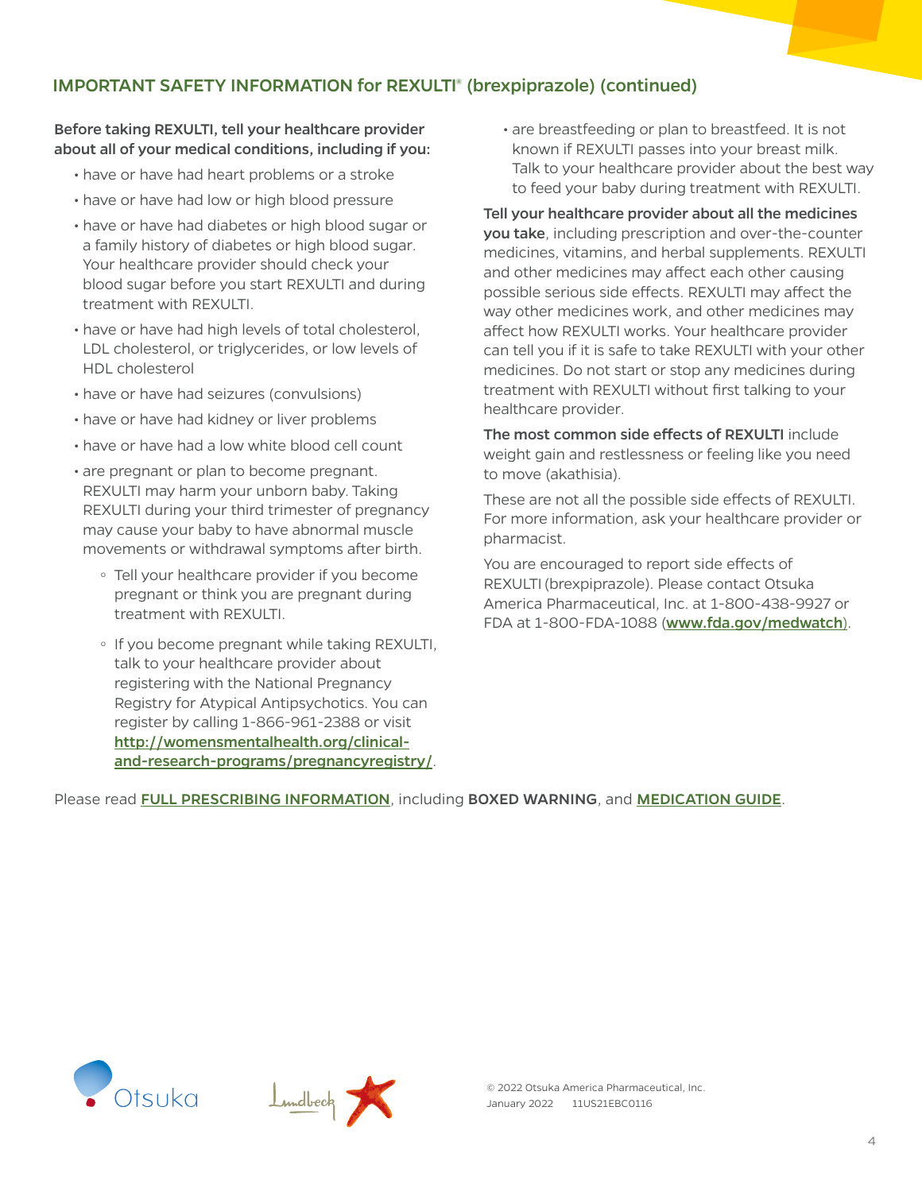## IMPORTANT SAFETY INFORMATION for REXULTI® (brexpiprazole) (continued)

**Before taking REXULTI, tell your healthcare provider about all of your medical conditions, including if you:**

- have or have had heart problems or a stroke
- have or have had low or high blood pressure
- have or have had diabetes or high blood sugar or a family history of diabetes or high blood sugar. Your healthcare provider should check your blood sugar before you start REXULTI and during treatment with REXULTI.
- have or have had high levels of total cholesterol, LDL cholesterol, or triglycerides, or low levels of HDL cholesterol
- have or have had seizures (convulsions)
- have or have had kidney or liver problems
- have or have had a low white blood cell count
- are pregnant or plan to become pregnant. REXULTI may harm your unborn baby. Taking REXULTI during your third trimester of pregnancy may cause your baby to have abnormal muscle movements or withdrawal symptoms after birth.
  - Tell your healthcare provider if you become pregnant or think you are pregnant during treatment with REXULTI.
  - If you become pregnant while taking REXULTI, talk to your healthcare provider about registering with the National Pregnancy Registry for Atypical Antipsychotics. You can register by calling 1-866-961-2388 or visit **http://womensmentalhealth.org/clinical-and-research-programs/pregnancyregistry/**.
- are breastfeeding or plan to breastfeed. It is not known if REXULTI passes into your breast milk. Talk to your healthcare provider about the best way to feed your baby during treatment with REXULTI.

**Tell your healthcare provider about all the medicines you take**, including prescription and over-the-counter medicines, vitamins, and herbal supplements. REXULTI and other medicines may affect each other causing possible serious side effects. REXULTI may affect the way other medicines work, and other medicines may affect how REXULTI works. Your healthcare provider can tell you if it is safe to take REXULTI with your other medicines. Do not start or stop any medicines during treatment with REXULTI without first talking to your healthcare provider.

**The most common side effects of REXULTI** include weight gain and restlessness or feeling like you need to move (akathisia).

These are not all the possible side effects of REXULTI. For more information, ask your healthcare provider or pharmacist.

You are encouraged to report side effects of REXULTI (brexpiprazole). Please contact Otsuka America Pharmaceutical, Inc. at 1-800-438-9927 or FDA at 1-800-FDA-1088 (**www.fda.gov/medwatch**).

Please read **FULL PRESCRIBING INFORMATION**, including **BOXED WARNING**, and **MEDICATION GUIDE**.

Otsuka

Lundbeck

© 2022 Otsuka America Pharmaceutical, Inc.
January 2022 11US21EBC0116